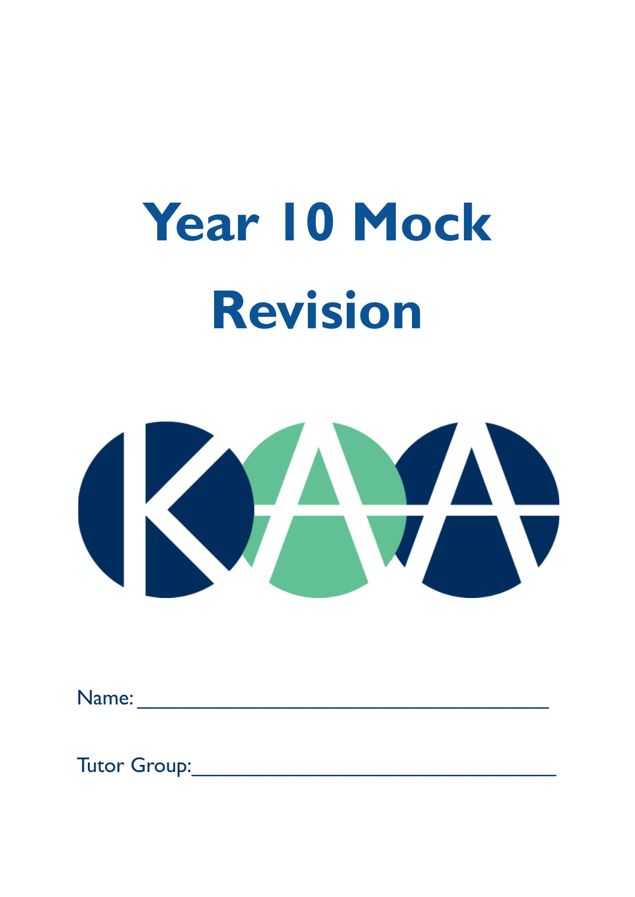# Year 10 Mock Revision

Name: ________________________________________

Tutor Group: ____________________________________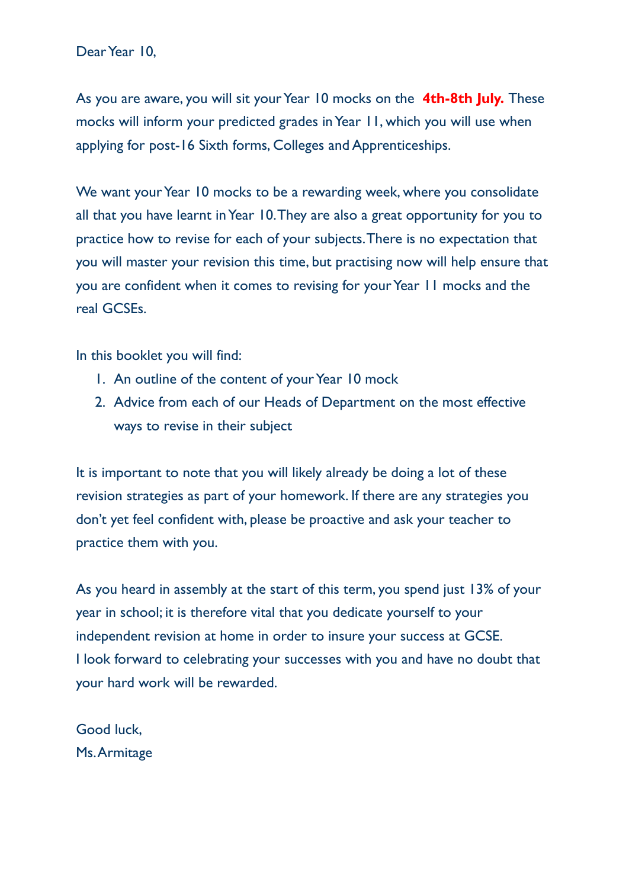Dear Year 10,

As you are aware, you will sit your Year 10 mocks on the **4th-8th July.** These mocks will inform your predicted grades in Year 11, which you will use when applying for post-16 Sixth forms, Colleges and Apprenticeships.

We want your Year 10 mocks to be a rewarding week, where you consolidate all that you have learnt in Year 10. They are also a great opportunity for you to practice how to revise for each of your subjects. There is no expectation that you will master your revision this time, but practising now will help ensure that you are confident when it comes to revising for your Year 11 mocks and the real GCSEs.

In this booklet you will find:

1. An outline of the content of your Year 10 mock
2. Advice from each of our Heads of Department on the most effective ways to revise in their subject

It is important to note that you will likely already be doing a lot of these revision strategies as part of your homework. If there are any strategies you don't yet feel confident with, please be proactive and ask your teacher to practice them with you.

As you heard in assembly at the start of this term, you spend just 13% of your year in school; it is therefore vital that you dedicate yourself to your independent revision at home in order to insure your success at GCSE.
I look forward to celebrating your successes with you and have no doubt that your hard work will be rewarded.

Good luck,
Ms. Armitage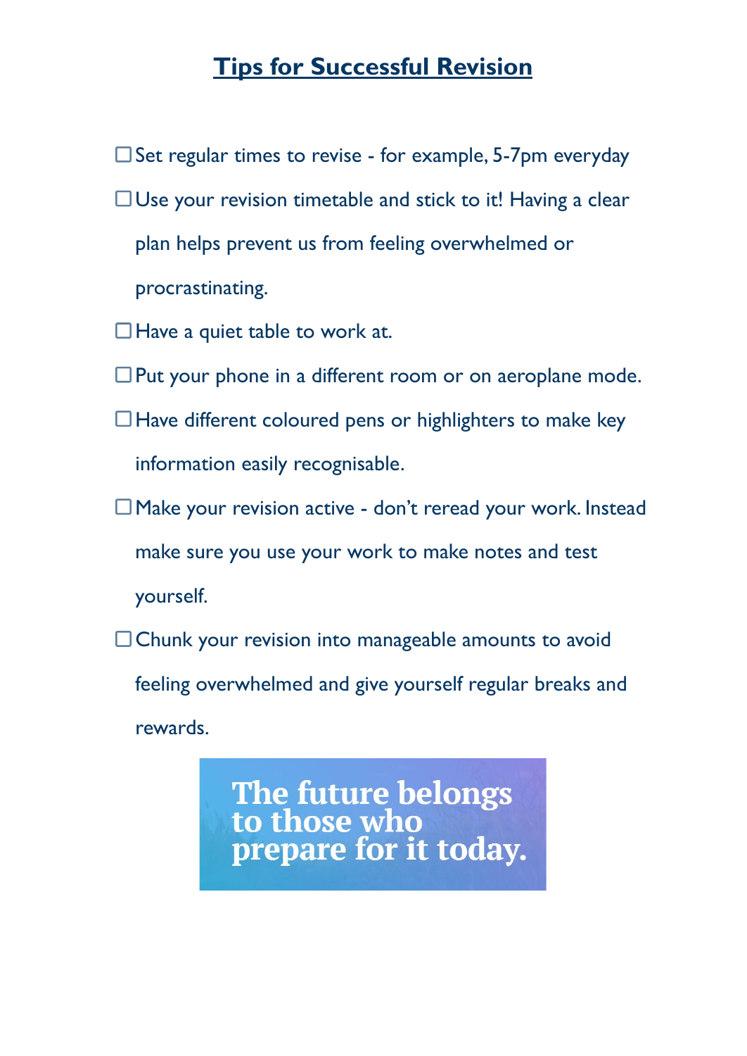# Tips for Successful Revision

- [ ] Set regular times to revise - for example, 5-7pm everyday
- [ ] Use your revision timetable and stick to it! Having a clear plan helps prevent us from feeling overwhelmed or procrastinating.
- [ ] Have a quiet table to work at.
- [ ] Put your phone in a different room or on aeroplane mode.
- [ ] Have different coloured pens or highlighters to make key information easily recognisable.
- [ ] Make your revision active - don't reread your work. Instead make sure you use your work to make notes and test yourself.
- [ ] Chunk your revision into manageable amounts to avoid feeling overwhelmed and give yourself regular breaks and rewards.

**The future belongs to those who prepare for it today.**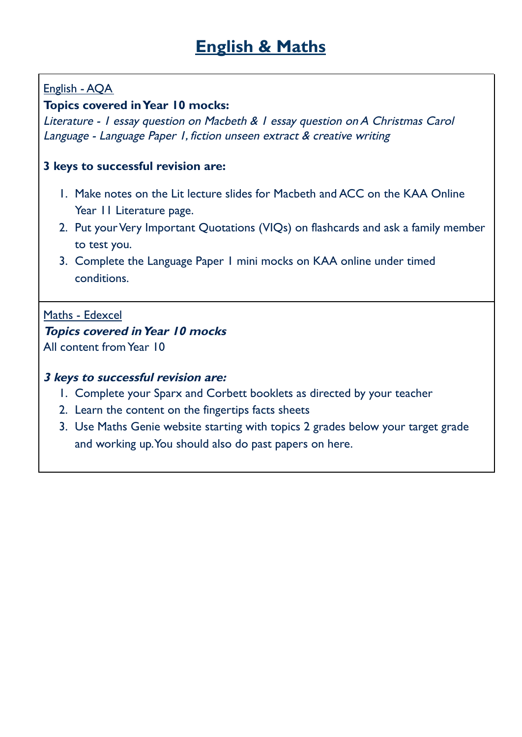# English & Maths

English - AQA

**Topics covered in Year 10 mocks:**

*Literature - 1 essay question on Macbeth & 1 essay question on A Christmas Carol*
*Language - Language Paper 1, fiction unseen extract & creative writing*

**3 keys to successful revision are:**

1. Make notes on the Lit lecture slides for Macbeth and ACC on the KAA Online Year 11 Literature page.
2. Put your Very Important Quotations (VIQs) on flashcards and ask a family member to test you.
3. Complete the Language Paper 1 mini mocks on KAA online under timed conditions.

Maths - Edexcel

***Topics covered in Year 10 mocks***

All content from Year 10

***3 keys to successful revision are:***

1. Complete your Sparx and Corbett booklets as directed by your teacher
2. Learn the content on the fingertips facts sheets
3. Use Maths Genie website starting with topics 2 grades below your target grade and working up. You should also do past papers on here.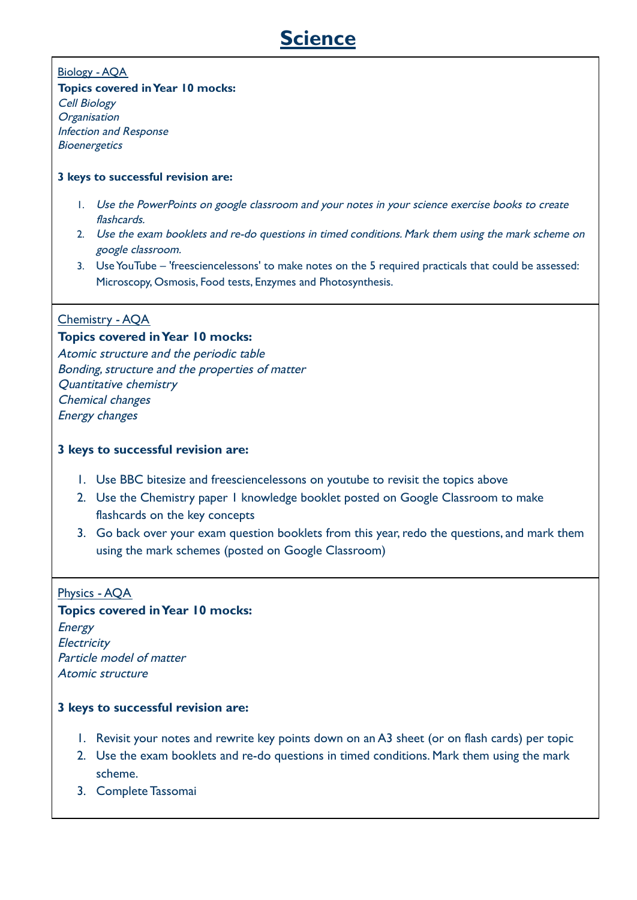# Science

Biology - AQA

**Topics covered in Year 10 mocks:**

*Cell Biology*
*Organisation*
*Infection and Response*
*Bioenergetics*

**3 keys to successful revision are:**

1. *Use the PowerPoints on google classroom and your notes in your science exercise books to create flashcards.*
2. *Use the exam booklets and re-do questions in timed conditions. Mark them using the mark scheme on google classroom.*
3. Use YouTube – 'freesciencelessons' to make notes on the 5 required practicals that could be assessed: Microscopy, Osmosis, Food tests, Enzymes and Photosynthesis.

Chemistry - AQA

**Topics covered in Year 10 mocks:**

*Atomic structure and the periodic table*
*Bonding, structure and the properties of matter*
*Quantitative chemistry*
*Chemical changes*
*Energy changes*

**3 keys to successful revision are:**

1. Use BBC bitesize and freesciencelessons on youtube to revisit the topics above
2. Use the Chemistry paper 1 knowledge booklet posted on Google Classroom to make flashcards on the key concepts
3. Go back over your exam question booklets from this year, redo the questions, and mark them using the mark schemes (posted on Google Classroom)

Physics - AQA

**Topics covered in Year 10 mocks:**

*Energy*
*Electricity*
*Particle model of matter*
*Atomic structure*

**3 keys to successful revision are:**

1. Revisit your notes and rewrite key points down on an A3 sheet (or on flash cards) per topic
2. Use the exam booklets and re-do questions in timed conditions. Mark them using the mark scheme.
3. Complete Tassomai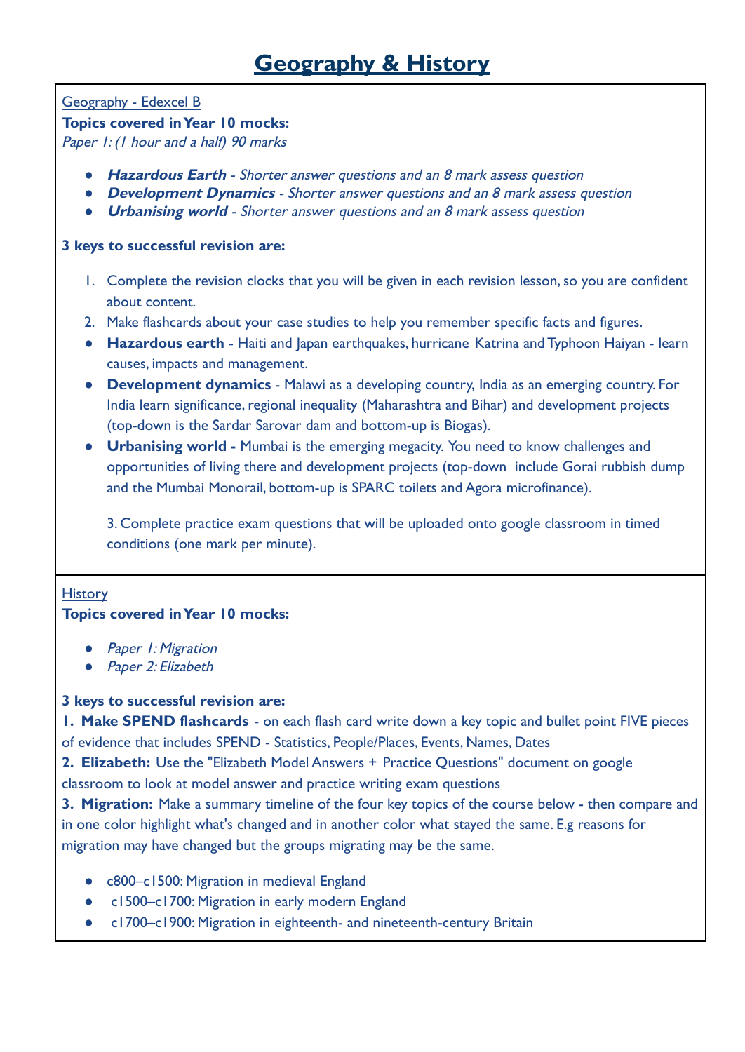# Geography & History

Geography - Edexcel B

**Topics covered in Year 10 mocks:**

*Paper 1: (1 hour and a half) 90 marks*

- ***Hazardous Earth*** *- Shorter answer questions and an 8 mark assess question*
- ***Development Dynamics*** *- Shorter answer questions and an 8 mark assess question*
- ***Urbanising world*** *- Shorter answer questions and an 8 mark assess question*

**3 keys to successful revision are:**

1. Complete the revision clocks that you will be given in each revision lesson, so you are confident about content.
2. Make flashcards about your case studies to help you remember specific facts and figures.

- **Hazardous earth** - Haiti and Japan earthquakes, hurricane Katrina and Typhoon Haiyan - learn causes, impacts and management.
- **Development dynamics** - Malawi as a developing country, India as an emerging country. For India learn significance, regional inequality (Maharashtra and Bihar) and development projects (top-down is the Sardar Sarovar dam and bottom-up is Biogas).
- **Urbanising world -** Mumbai is the emerging megacity. You need to know challenges and opportunities of living there and development projects (top-down include Gorai rubbish dump and the Mumbai Monorail, bottom-up is SPARC toilets and Agora microfinance).

3. Complete practice exam questions that will be uploaded onto google classroom in timed conditions (one mark per minute).

History

**Topics covered in Year 10 mocks:**

- *Paper 1: Migration*
- *Paper 2: Elizabeth*

**3 keys to successful revision are:**

**1. Make SPEND flashcards** - on each flash card write down a key topic and bullet point FIVE pieces of evidence that includes SPEND - Statistics, People/Places, Events, Names, Dates

**2. Elizabeth:** Use the "Elizabeth Model Answers + Practice Questions" document on google classroom to look at model answer and practice writing exam questions

**3. Migration:** Make a summary timeline of the four key topics of the course below - then compare and in one color highlight what's changed and in another color what stayed the same. E.g reasons for migration may have changed but the groups migrating may be the same.

- c800–c1500: Migration in medieval England
- c1500–c1700: Migration in early modern England
- c1700–c1900: Migration in eighteenth- and nineteenth-century Britain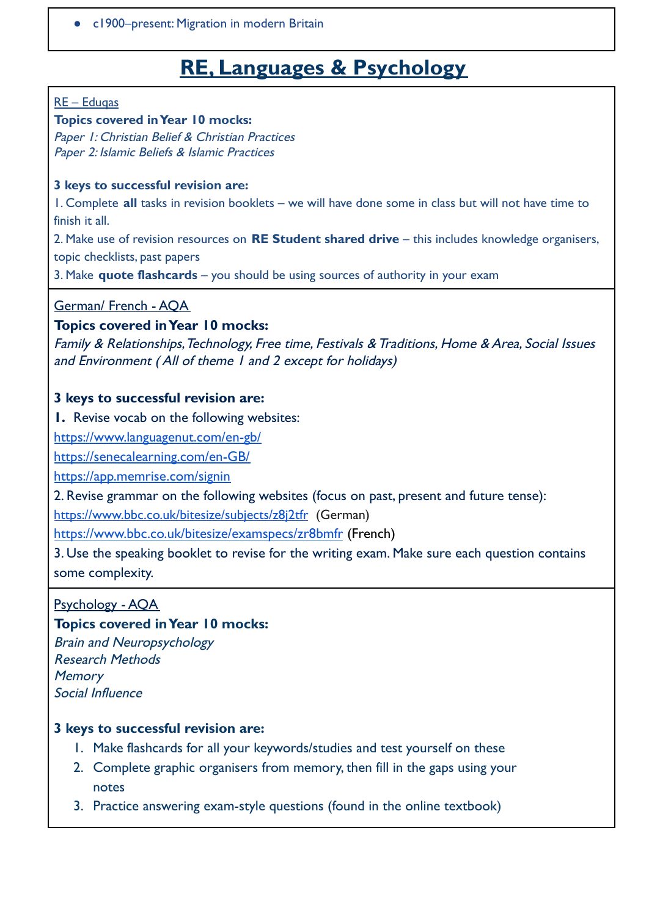- c1900–present: Migration in modern Britain

# RE, Languages & Psychology

RE – Eduqas

**Topics covered in Year 10 mocks:**

*Paper 1: Christian Belief & Christian Practices*
*Paper 2: Islamic Beliefs & Islamic Practices*

**3 keys to successful revision are:**

1. Complete **all** tasks in revision booklets – we will have done some in class but will not have time to finish it all.
2. Make use of revision resources on **RE Student shared drive** – this includes knowledge organisers, topic checklists, past papers
3. Make **quote flashcards** – you should be using sources of authority in your exam

German/ French - AQA

**Topics covered in Year 10 mocks:**

*Family & Relationships, Technology, Free time, Festivals & Traditions, Home & Area, Social Issues and Environment ( All of theme 1 and 2 except for holidays)*

**3 keys to successful revision are:**

1. Revise vocab on the following websites:
https://www.languagenut.com/en-gb/
https://senecalearning.com/en-GB/
https://app.memrise.com/signin
2. Revise grammar on the following websites (focus on past, present and future tense):
https://www.bbc.co.uk/bitesize/subjects/z8j2tfr (German)
https://www.bbc.co.uk/bitesize/examspecs/zr8bmfr (French)
3. Use the speaking booklet to revise for the writing exam. Make sure each question contains some complexity.

Psychology - AQA

**Topics covered in Year 10 mocks:**

*Brain and Neuropsychology*
*Research Methods*
*Memory*
*Social Influence*

**3 keys to successful revision are:**

1. Make flashcards for all your keywords/studies and test yourself on these
2. Complete graphic organisers from memory, then fill in the gaps using your notes
3. Practice answering exam-style questions (found in the online textbook)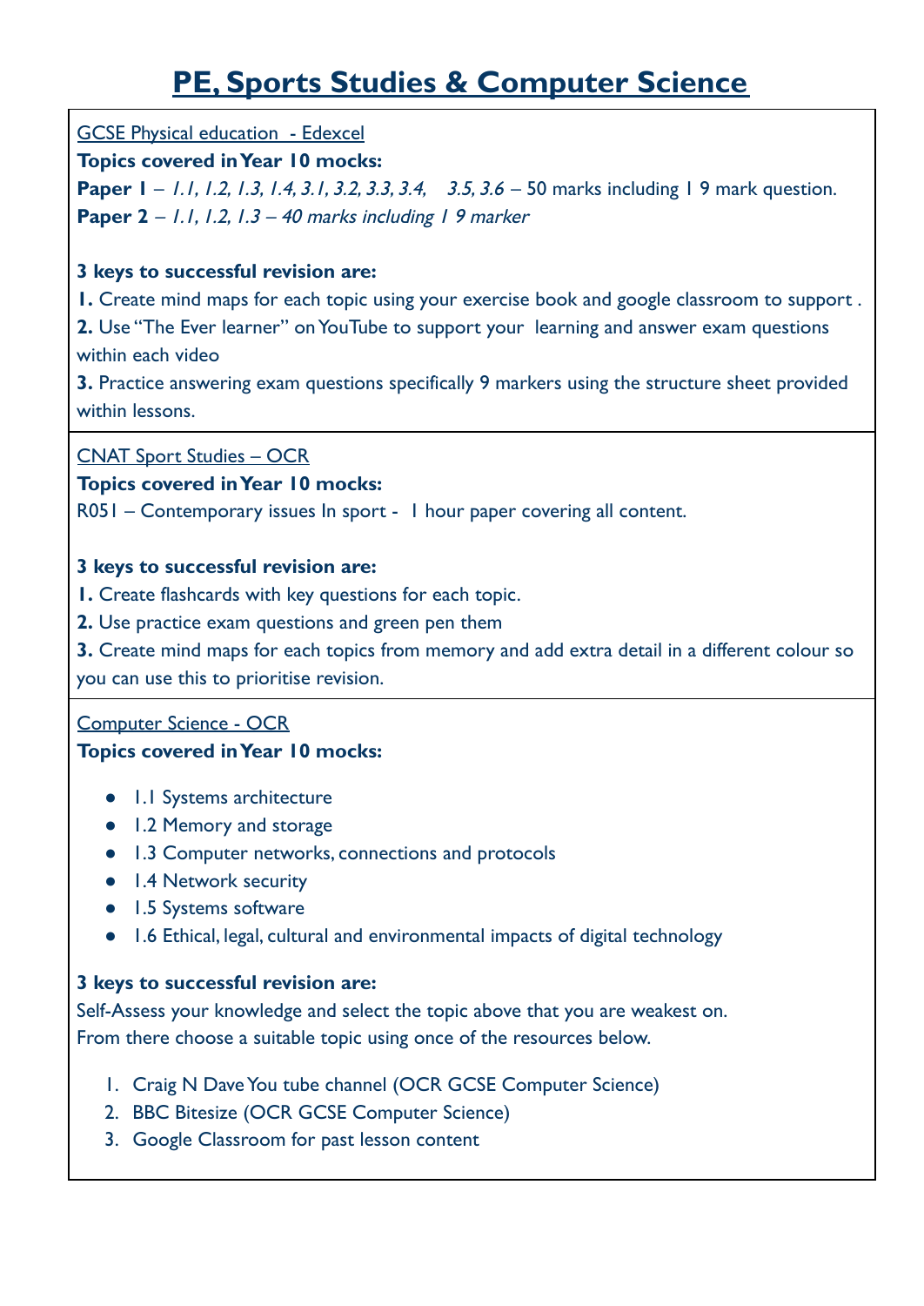# PE, Sports Studies & Computer Science

GCSE Physical education - Edexcel

**Topics covered in Year 10 mocks:**

**Paper 1** – *1.1, 1.2, 1.3, 1.4, 3.1, 3.2, 3.3, 3.4, 3.5, 3.6* – 50 marks including 1 9 mark question.

**Paper 2** – *1.1, 1.2, 1.3 – 40 marks including 1 9 marker*

**3 keys to successful revision are:**

**1.** Create mind maps for each topic using your exercise book and google classroom to support .

**2.** Use "The Ever learner" on YouTube to support your learning and answer exam questions within each video

**3.** Practice answering exam questions specifically 9 markers using the structure sheet provided within lessons.

---

CNAT Sport Studies – OCR

**Topics covered in Year 10 mocks:**

R051 – Contemporary issues In sport - 1 hour paper covering all content.

**3 keys to successful revision are:**

**1.** Create flashcards with key questions for each topic.

**2.** Use practice exam questions and green pen them

**3.** Create mind maps for each topics from memory and add extra detail in a different colour so you can use this to prioritise revision.

---

Computer Science - OCR

**Topics covered in Year 10 mocks:**

- 1.1 Systems architecture
- 1.2 Memory and storage
- 1.3 Computer networks, connections and protocols
- 1.4 Network security
- 1.5 Systems software
- 1.6 Ethical, legal, cultural and environmental impacts of digital technology

**3 keys to successful revision are:**

Self-Assess your knowledge and select the topic above that you are weakest on.
From there choose a suitable topic using once of the resources below.

1. Craig N Dave You tube channel (OCR GCSE Computer Science)
2. BBC Bitesize (OCR GCSE Computer Science)
3. Google Classroom for past lesson content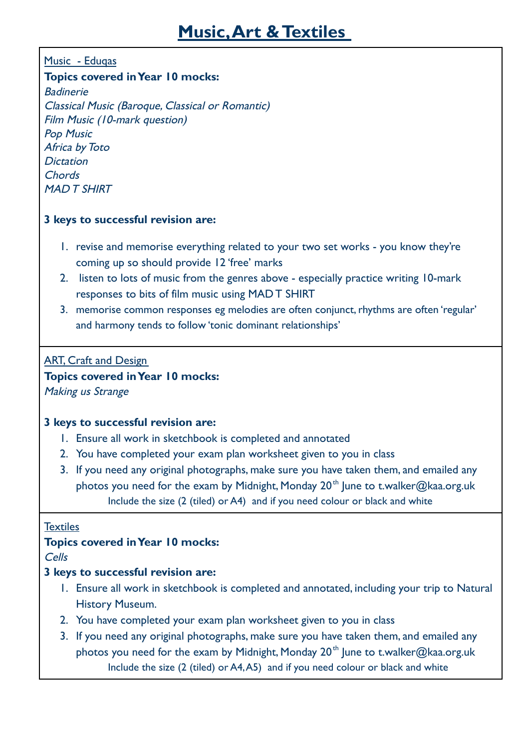# Music, Art & Textiles

## Music - Eduqas

**Topics covered in Year 10 mocks:**

*Badinerie*
*Classical Music (Baroque, Classical or Romantic)*
*Film Music (10-mark question)*
*Pop Music*
*Africa by Toto*
*Dictation*
*Chords*
*MAD T SHIRT*

**3 keys to successful revision are:**

1. revise and memorise everything related to your two set works - you know they're coming up so should provide 12 'free' marks
2. listen to lots of music from the genres above - especially practice writing 10-mark responses to bits of film music using MAD T SHIRT
3. memorise common responses eg melodies are often conjunct, rhythms are often 'regular' and harmony tends to follow 'tonic dominant relationships'

## ART, Craft and Design

**Topics covered in Year 10 mocks:**

*Making us Strange*

**3 keys to successful revision are:**

1. Ensure all work in sketchbook is completed and annotated
2. You have completed your exam plan worksheet given to you in class
3. If you need any original photographs, make sure you have taken them, and emailed any photos you need for the exam by Midnight, Monday 20th June to t.walker@kaa.org.uk
   Include the size (2 (tiled) or A4) and if you need colour or black and white

## Textiles

**Topics covered in Year 10 mocks:**

*Cells*

**3 keys to successful revision are:**

1. Ensure all work in sketchbook is completed and annotated, including your trip to Natural History Museum.
2. You have completed your exam plan worksheet given to you in class
3. If you need any original photographs, make sure you have taken them, and emailed any photos you need for the exam by Midnight, Monday 20th June to t.walker@kaa.org.uk
   Include the size (2 (tiled) or A4, A5) and if you need colour or black and white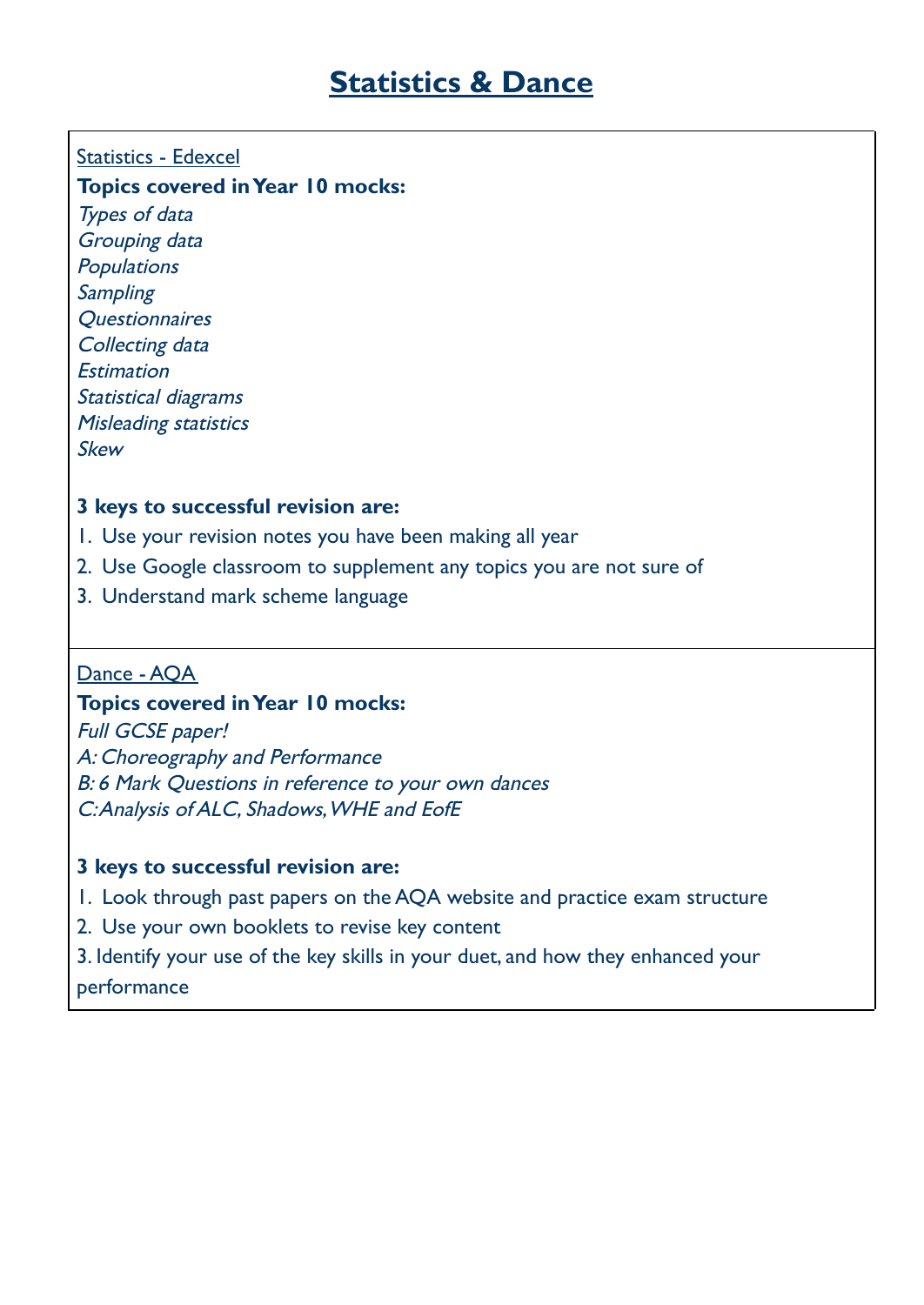# Statistics & Dance

Statistics - Edexcel

**Topics covered in Year 10 mocks:**

*Types of data*
*Grouping data*
*Populations*
*Sampling*
*Questionnaires*
*Collecting data*
*Estimation*
*Statistical diagrams*
*Misleading statistics*
*Skew*

**3 keys to successful revision are:**

1. Use your revision notes you have been making all year
2. Use Google classroom to supplement any topics you are not sure of
3. Understand mark scheme language

Dance - AQA

**Topics covered in Year 10 mocks:**

*Full GCSE paper!*
*A: Choreography and Performance*
*B: 6 Mark Questions in reference to your own dances*
*C: Analysis of ALC, Shadows, WHE and EofE*

**3 keys to successful revision are:**

1. Look through past papers on the AQA website and practice exam structure
2. Use your own booklets to revise key content
3. Identify your use of the key skills in your duet, and how they enhanced your performance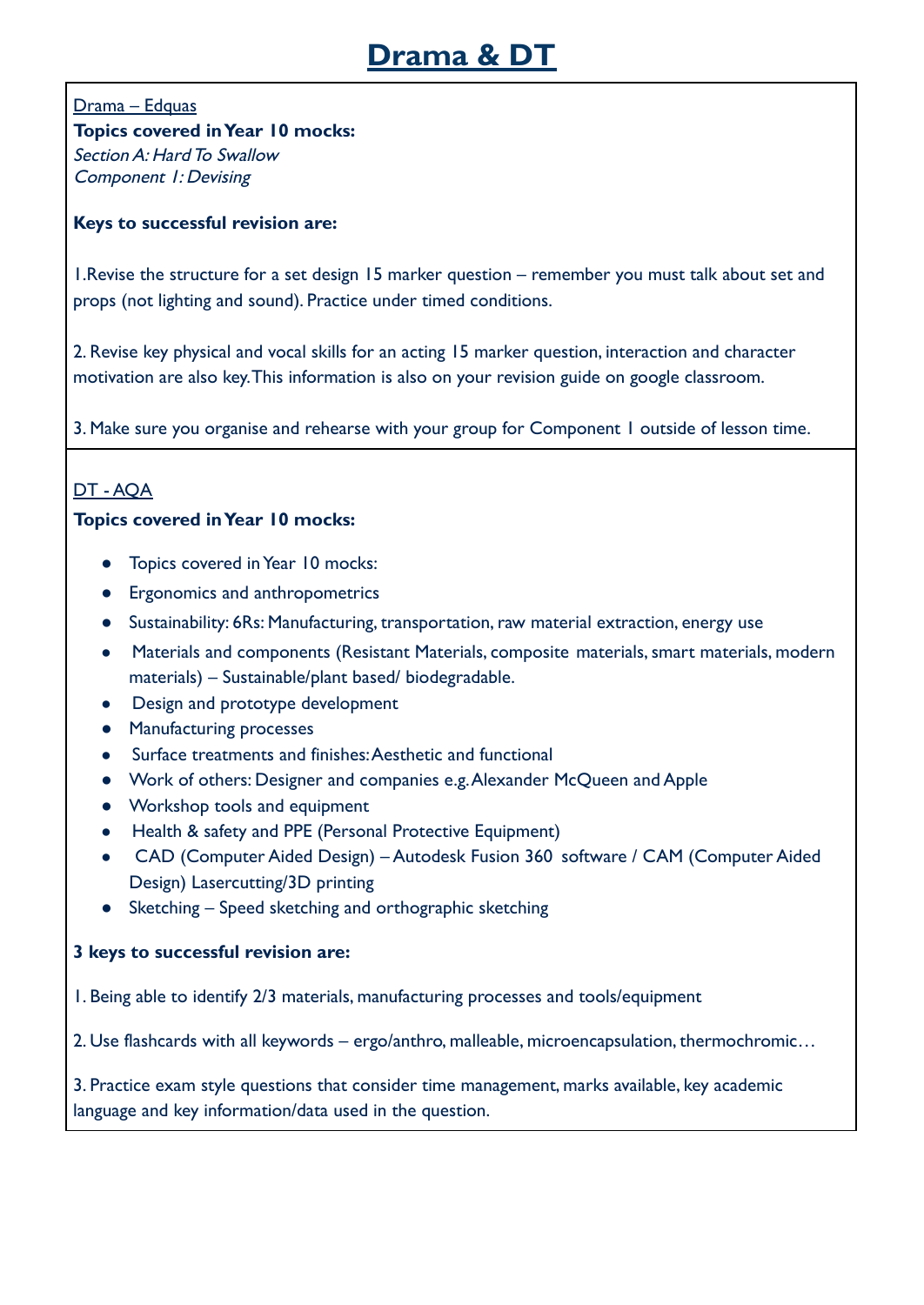# Drama & DT

Drama – Edquas

**Topics covered in Year 10 mocks:**

*Section A: Hard To Swallow*
*Component 1: Devising*

**Keys to successful revision are:**

1.Revise the structure for a set design 15 marker question – remember you must talk about set and props (not lighting and sound). Practice under timed conditions.

2. Revise key physical and vocal skills for an acting 15 marker question, interaction and character motivation are also key. This information is also on your revision guide on google classroom.

3. Make sure you organise and rehearse with your group for Component 1 outside of lesson time.

DT - AQA

**Topics covered in Year 10 mocks:**

- Topics covered in Year 10 mocks:
- Ergonomics and anthropometrics
- Sustainability: 6Rs: Manufacturing, transportation, raw material extraction, energy use
- Materials and components (Resistant Materials, composite materials, smart materials, modern materials) – Sustainable/plant based/ biodegradable.
- Design and prototype development
- Manufacturing processes
- Surface treatments and finishes: Aesthetic and functional
- Work of others: Designer and companies e.g. Alexander McQueen and Apple
- Workshop tools and equipment
- Health & safety and PPE (Personal Protective Equipment)
- CAD (Computer Aided Design) – Autodesk Fusion 360 software / CAM (Computer Aided Design) Lasercutting/3D printing
- Sketching – Speed sketching and orthographic sketching

**3 keys to successful revision are:**

1. Being able to identify 2/3 materials, manufacturing processes and tools/equipment

2. Use flashcards with all keywords – ergo/anthro, malleable, microencapsulation, thermochromic…

3. Practice exam style questions that consider time management, marks available, key academic language and key information/data used in the question.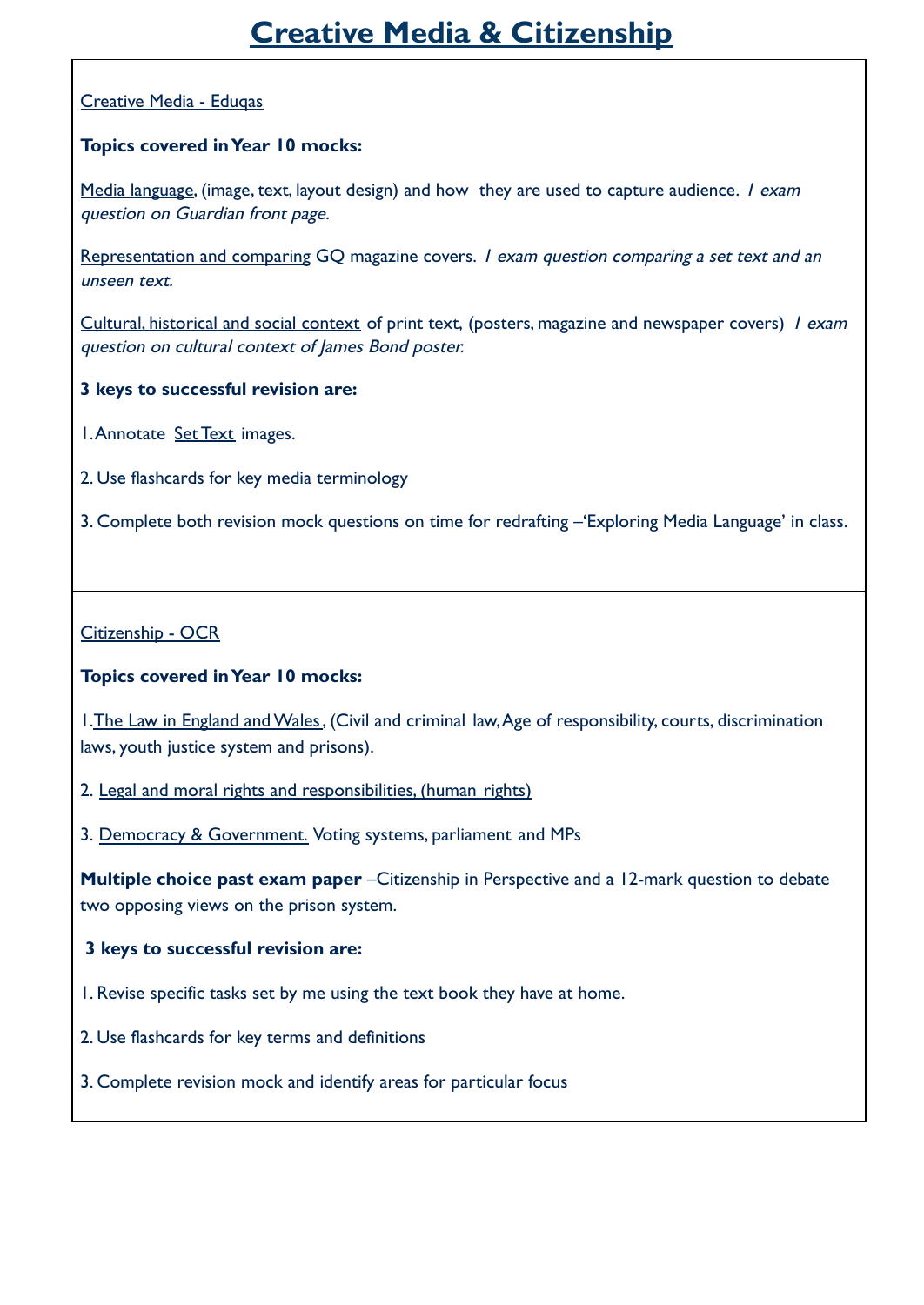# Creative Media & Citizenship

Creative Media - Eduqas

**Topics covered in Year 10 mocks:**

Media language, (image, text, layout design) and how they are used to capture audience. *1 exam question on Guardian front page.*

Representation and comparing GQ magazine covers. *1 exam question comparing a set text and an unseen text.*

Cultural, historical and social context of print text, (posters, magazine and newspaper covers) *1 exam question on cultural context of James Bond poster.*

**3 keys to successful revision are:**

1. Annotate Set Text images.
2. Use flashcards for key media terminology
3. Complete both revision mock questions on time for redrafting –'Exploring Media Language' in class.

Citizenship - OCR

**Topics covered in Year 10 mocks:**

1. The Law in England and Wales, (Civil and criminal law, Age of responsibility, courts, discrimination laws, youth justice system and prisons).
2. Legal and moral rights and responsibilities, (human rights)
3. Democracy & Government. Voting systems, parliament and MPs

**Multiple choice past exam paper** –Citizenship in Perspective and a 12-mark question to debate two opposing views on the prison system.

**3 keys to successful revision are:**

1. Revise specific tasks set by me using the text book they have at home.
2. Use flashcards for key terms and definitions
3. Complete revision mock and identify areas for particular focus